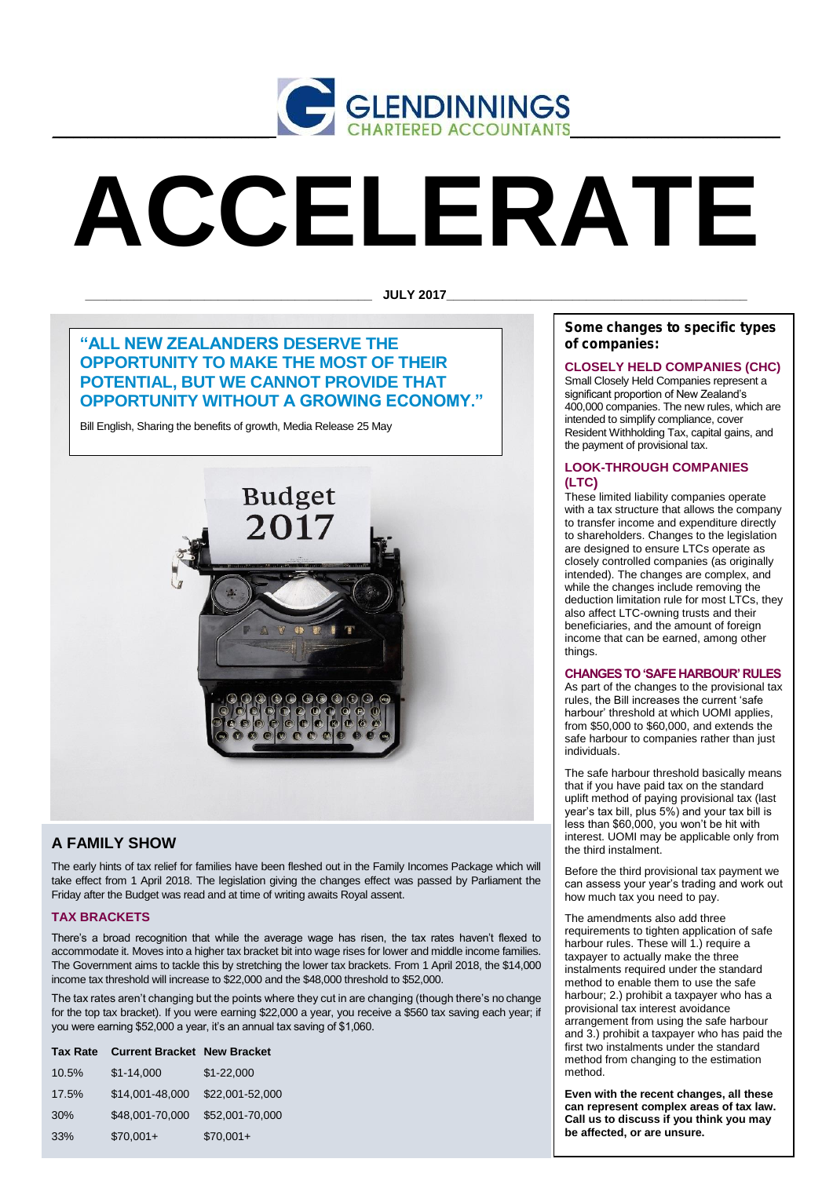GLENDINNINGS
CHARTERED ACCOUNTANTS

# ACCELERATE

**JULY 2017**

**"ALL NEW ZEALANDERS DESERVE THE OPPORTUNITY TO MAKE THE MOST OF THEIR POTENTIAL, BUT WE CANNOT PROVIDE THAT OPPORTUNITY WITHOUT A GROWING ECONOMY."**

Bill English, Sharing the benefits of growth, Media Release 25 May

## A FAMILY SHOW

The early hints of tax relief for families have been fleshed out in the Family Incomes Package which will take effect from 1 April 2018. The legislation giving the changes effect was passed by Parliament the Friday after the Budget was read and at time of writing awaits Royal assent.

### TAX BRACKETS

There's a broad recognition that while the average wage has risen, the tax rates haven't flexed to accommodate it. Moves into a higher tax bracket bit into wage rises for lower and middle income families. The Government aims to tackle this by stretching the lower tax brackets. From 1 April 2018, the $14,000 income tax threshold will increase to $22,000 and the $48,000 threshold to $52,000.

The tax rates aren't changing but the points where they cut in are changing (though there's no change for the top tax bracket). If you were earning $22,000 a year, you receive a $560 tax saving each year; if you were earning $52,000 a year, it's an annual tax saving of $1,060.

| Tax Rate | Current Bracket | New Bracket |
|---|---|---|
| 10.5% | $1-14,000 | $1-22,000 |
| 17.5% | $14,001-48,000 | $22,001-52,000 |
| 30% | $48,001-70,000 | $52,001-70,000 |
| 33% | $70,001+ | $70,001+ |

## Some changes to specific types of companies:

### CLOSELY HELD COMPANIES (CHC)

Small Closely Held Companies represent a significant proportion of New Zealand's 400,000 companies. The new rules, which are intended to simplify compliance, cover Resident Withholding Tax, capital gains, and the payment of provisional tax.

### LOOK-THROUGH COMPANIES (LTC)

These limited liability companies operate with a tax structure that allows the company to transfer income and expenditure directly to shareholders. Changes to the legislation are designed to ensure LTCs operate as closely controlled companies (as originally intended). The changes are complex, and while the changes include removing the deduction limitation rule for most LTCs, they also affect LTC-owning trusts and their beneficiaries, and the amount of foreign income that can be earned, among other things.

### CHANGES TO 'SAFE HARBOUR' RULES

As part of the changes to the provisional tax rules, the Bill increases the current 'safe harbour' threshold at which UOMI applies, from $50,000 to $60,000, and extends the safe harbour to companies rather than just individuals.

The safe harbour threshold basically means that if you have paid tax on the standard uplift method of paying provisional tax (last year's tax bill, plus 5%) and your tax bill is less than $60,000, you won't be hit with interest. UOMI may be applicable only from the third instalment.

Before the third provisional tax payment we can assess your year's trading and work out how much tax you need to pay.

The amendments also add three requirements to tighten application of safe harbour rules. These will 1.) require a taxpayer to actually make the three instalments required under the standard method to enable them to use the safe harbour; 2.) prohibit a taxpayer who has a provisional tax interest avoidance arrangement from using the safe harbour and 3.) prohibit a taxpayer who has paid the first two instalments under the standard method from changing to the estimation method.

**Even with the recent changes, all these can represent complex areas of tax law. Call us to discuss if you think you may be affected, or are unsure.**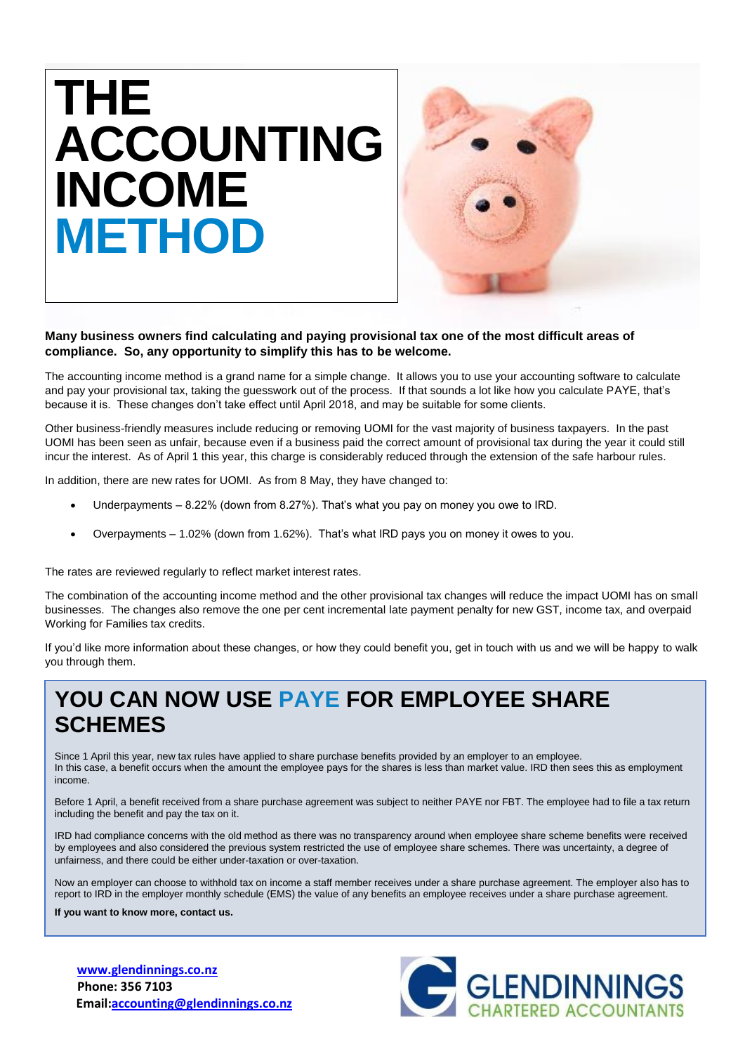# THE ACCOUNTING INCOME METHOD

**Many business owners find calculating and paying provisional tax one of the most difficult areas of compliance. So, any opportunity to simplify this has to be welcome.**

The accounting income method is a grand name for a simple change. It allows you to use your accounting software to calculate and pay your provisional tax, taking the guesswork out of the process. If that sounds a lot like how you calculate PAYE, that's because it is. These changes don't take effect until April 2018, and may be suitable for some clients.

Other business-friendly measures include reducing or removing UOMI for the vast majority of business taxpayers. In the past UOMI has been seen as unfair, because even if a business paid the correct amount of provisional tax during the year it could still incur the interest. As of April 1 this year, this charge is considerably reduced through the extension of the safe harbour rules.

In addition, there are new rates for UOMI. As from 8 May, they have changed to:

- Underpayments – 8.22% (down from 8.27%). That's what you pay on money you owe to IRD.
- Overpayments – 1.02% (down from 1.62%). That's what IRD pays you on money it owes to you.

The rates are reviewed regularly to reflect market interest rates.

The combination of the accounting income method and the other provisional tax changes will reduce the impact UOMI has on small businesses. The changes also remove the one per cent incremental late payment penalty for new GST, income tax, and overpaid Working for Families tax credits.

If you'd like more information about these changes, or how they could benefit you, get in touch with us and we will be happy to walk you through them.

## YOU CAN NOW USE PAYE FOR EMPLOYEE SHARE SCHEMES

Since 1 April this year, new tax rules have applied to share purchase benefits provided by an employer to an employee. In this case, a benefit occurs when the amount the employee pays for the shares is less than market value. IRD then sees this as employment income.

Before 1 April, a benefit received from a share purchase agreement was subject to neither PAYE nor FBT. The employee had to file a tax return including the benefit and pay the tax on it.

IRD had compliance concerns with the old method as there was no transparency around when employee share scheme benefits were received by employees and also considered the previous system restricted the use of employee share schemes. There was uncertainty, a degree of unfairness, and there could be either under-taxation or over-taxation.

Now an employer can choose to withhold tax on income a staff member receives under a share purchase agreement. The employer also has to report to IRD in the employer monthly schedule (EMS) the value of any benefits an employee receives under a share purchase agreement.

**If you want to know more, contact us.**

**www.glendinnings.co.nz**
**Phone: 356 7103**
**Email: accounting@glendinnings.co.nz**

GLENDINNINGS CHARTERED ACCOUNTANTS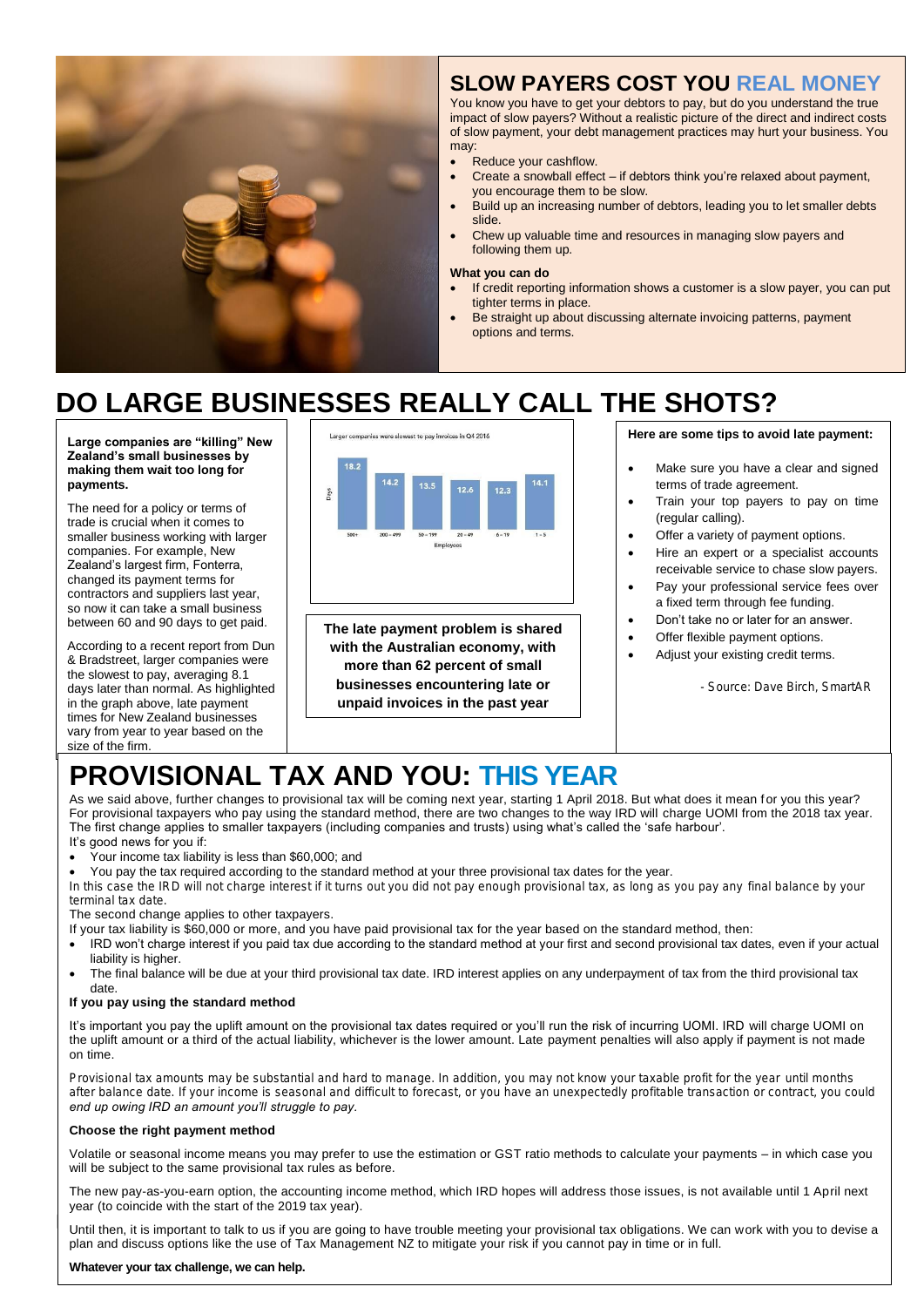## SLOW PAYERS COST YOU REAL MONEY

You know you have to get your debtors to pay, but do you understand the true impact of slow payers? Without a realistic picture of the direct and indirect costs of slow payment, your debt management practices may hurt your business. You may:

- Reduce your cashflow.
- Create a snowball effect – if debtors think you're relaxed about payment, you encourage them to be slow.
- Build up an increasing number of debtors, leading you to let smaller debts slide.
- Chew up valuable time and resources in managing slow payers and following them up.

**What you can do**

- If credit reporting information shows a customer is a slow payer, you can put tighter terms in place.
- Be straight up about discussing alternate invoicing patterns, payment options and terms.

# DO LARGE BUSINESSES REALLY CALL THE SHOTS?

**Large companies are "killing" New Zealand's small businesses by making them wait too long for payments.**

The need for a policy or terms of trade is crucial when it comes to smaller business working with larger companies. For example, New Zealand's largest firm, Fonterra, changed its payment terms for contractors and suppliers last year, so now it can take a small business between 60 and 90 days to get paid.

According to a recent report from Dun & Bradstreet, larger companies were the slowest to pay, averaging 8.1 days later than normal. As highlighted in the graph above, late payment times for New Zealand businesses vary from year to year based on the size of the firm.

Larger companies were slowest to pay invoices in Q4 2016

Days

18.2
14.2
13.5
12.6
12.3
14.1

500+
200 – 499
50 – 199
20 – 49
6 – 19
1 – 5

Employees

**The late payment problem is shared with the Australian economy, with more than 62 percent of small businesses encountering late or unpaid invoices in the past year**

**Here are some tips to avoid late payment:**

- Make sure you have a clear and signed terms of trade agreement.
- Train your top payers to pay on time (regular calling).
- Offer a variety of payment options.
- Hire an expert or a specialist accounts receivable service to chase slow payers.
- Pay your professional service fees over a fixed term through fee funding.
- Don't take no or later for an answer.
- Offer flexible payment options.
- Adjust your existing credit terms.

- Source: Dave Birch, SmartAR

# PROVISIONAL TAX AND YOU: THIS YEAR

As we said above, further changes to provisional tax will be coming next year, starting 1 April 2018. But what does it mean for you this year? For provisional taxpayers who pay using the standard method, there are two changes to the way IRD will charge UOMI from the 2018 tax year. The first change applies to smaller taxpayers (including companies and trusts) using what's called the 'safe harbour'.

It's good news for you if:

- Your income tax liability is less than $60,000; and
- You pay the tax required according to the standard method at your three provisional tax dates for the year.

In this case the IRD will not charge interest if it turns out you did not pay enough provisional tax, as long as you pay any final balance by your terminal tax date.

The second change applies to other taxpayers.

If your tax liability is $60,000 or more, and you have paid provisional tax for the year based on the standard method, then:

- IRD won't charge interest if you paid tax due according to the standard method at your first and second provisional tax dates, even if your actual liability is higher.
- The final balance will be due at your third provisional tax date. IRD interest applies on any underpayment of tax from the third provisional tax date.

**If you pay using the standard method**

It's important you pay the uplift amount on the provisional tax dates required or you'll run the risk of incurring UOMI. IRD will charge UOMI on the uplift amount or a third of the actual liability, whichever is the lower amount. Late payment penalties will also apply if payment is not made on time.

Provisional tax amounts may be substantial and hard to manage. In addition, you may not know your taxable profit for the year until months after balance date. If your income is seasonal and difficult to forecast, or you have an unexpectedly profitable transaction or contract, you could *end up owing IRD an amount you'll struggle to pay.*

**Choose the right payment method**

Volatile or seasonal income means you may prefer to use the estimation or GST ratio methods to calculate your payments – in which case you will be subject to the same provisional tax rules as before.

The new pay-as-you-earn option, the accounting income method, which IRD hopes will address those issues, is not available until 1 April next year (to coincide with the start of the 2019 tax year).

Until then, it is important to talk to us if you are going to have trouble meeting your provisional tax obligations. We can work with you to devise a plan and discuss options like the use of Tax Management NZ to mitigate your risk if you cannot pay in time or in full.

**Whatever your tax challenge, we can help.**